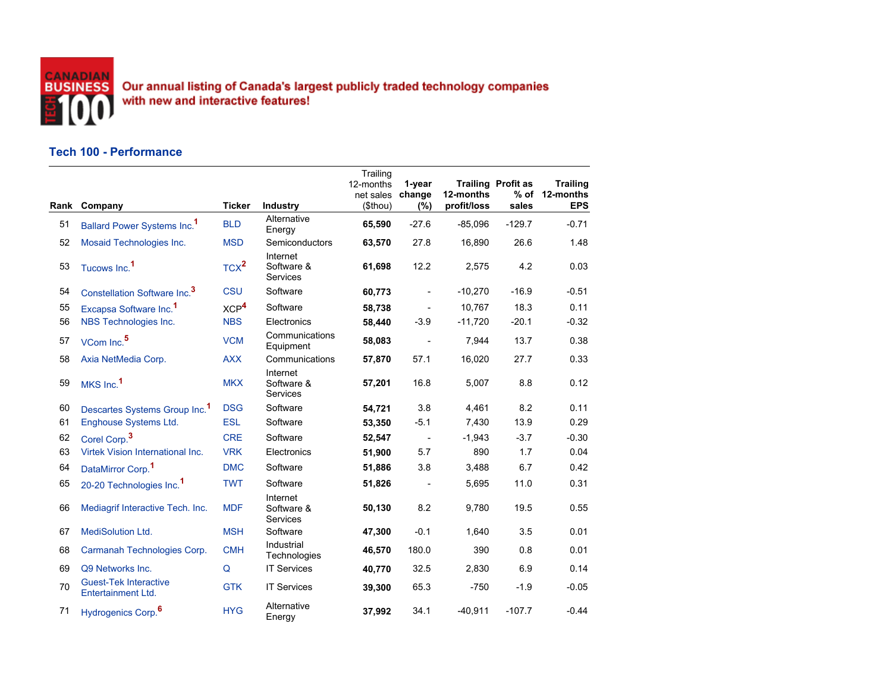CANADIAN BUSINESS TECH 100

**Our annual listing of Canada's largest publicly traded technology companies with new and interactive features!**

## Tech 100 - Performance

| Rank | Company | Ticker | Industry | Trailing 12-months net sales ($thou) | 1-year change (%) | Trailing 12-months profit/loss | Profit as % of sales | Trailing 12-months EPS |
|---|---|---|---|---|---|---|---|---|
| 51 | Ballard Power Systems Inc.[1] | BLD | Alternative Energy | **65,590** | -27.6 | -85,096 | -129.7 | -0.71 |
| 52 | Mosaid Technologies Inc. | MSD | Semiconductors | **63,570** | 27.8 | 16,890 | 26.6 | 1.48 |
| 53 | Tucows Inc.[1] | TCX[2] | Internet Software & Services | **61,698** | 12.2 | 2,575 | 4.2 | 0.03 |
| 54 | Constellation Software Inc.[3] | CSU | Software | **60,773** | - | -10,270 | -16.9 | -0.51 |
| 55 | Excapsa Software Inc.[1] | XCP[4] | Software | **58,738** | - | 10,767 | 18.3 | 0.11 |
| 56 | NBS Technologies Inc. | NBS | Electronics | **58,440** | -3.9 | -11,720 | -20.1 | -0.32 |
| 57 | VCom Inc.[5] | VCM | Communications Equipment | **58,083** | - | 7,944 | 13.7 | 0.38 |
| 58 | Axia NetMedia Corp. | AXX | Communications | **57,870** | 57.1 | 16,020 | 27.7 | 0.33 |
| 59 | MKS Inc.[1] | MKX | Internet Software & Services | **57,201** | 16.8 | 5,007 | 8.8 | 0.12 |
| 60 | Descartes Systems Group Inc.[1] | DSG | Software | **54,721** | 3.8 | 4,461 | 8.2 | 0.11 |
| 61 | Enghouse Systems Ltd. | ESL | Software | **53,350** | -5.1 | 7,430 | 13.9 | 0.29 |
| 62 | Corel Corp.[3] | CRE | Software | **52,547** | - | -1,943 | -3.7 | -0.30 |
| 63 | Virtek Vision International Inc. | VRK | Electronics | **51,900** | 5.7 | 890 | 1.7 | 0.04 |
| 64 | DataMirror Corp.[1] | DMC | Software | **51,886** | 3.8 | 3,488 | 6.7 | 0.42 |
| 65 | 20-20 Technologies Inc.[1] | TWT | Software | **51,826** | - | 5,695 | 11.0 | 0.31 |
| 66 | Mediagrif Interactive Tech. Inc. | MDF | Internet Software & Services | **50,130** | 8.2 | 9,780 | 19.5 | 0.55 |
| 67 | MediSolution Ltd. | MSH | Software | **47,300** | -0.1 | 1,640 | 3.5 | 0.01 |
| 68 | Carmanah Technologies Corp. | CMH | Industrial Technologies | **46,570** | 180.0 | 390 | 0.8 | 0.01 |
| 69 | Q9 Networks Inc. | Q | IT Services | **40,770** | 32.5 | 2,830 | 6.9 | 0.14 |
| 70 | Guest-Tek Interactive Entertainment Ltd. | GTK | IT Services | **39,300** | 65.3 | -750 | -1.9 | -0.05 |
| 71 | Hydrogenics Corp.[6] | HYG | Alternative Energy | **37,992** | 34.1 | -40,911 | -107.7 | -0.44 |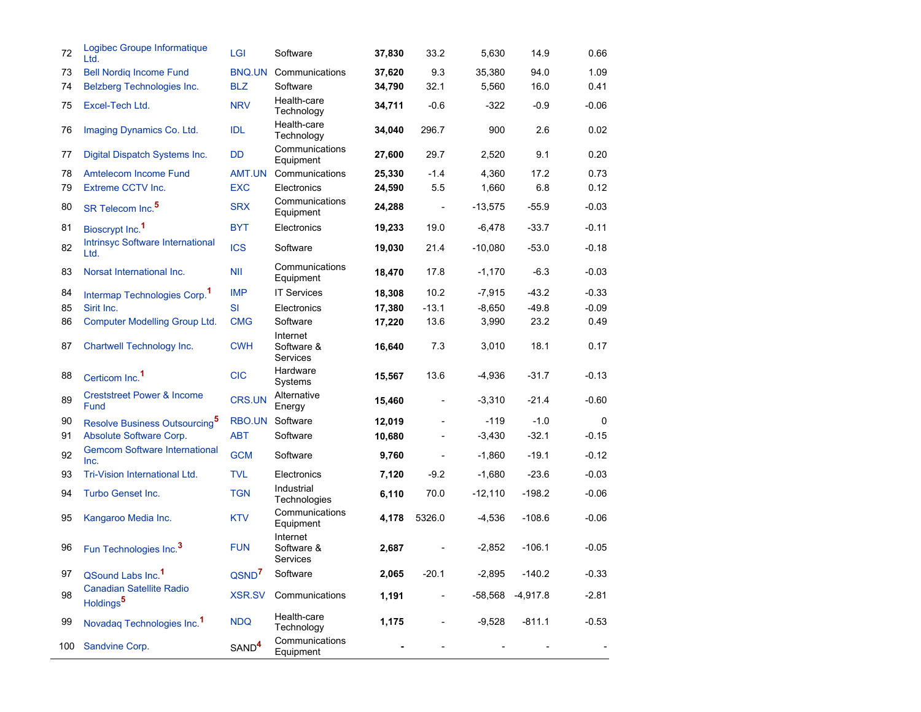| | | | | | | | | |
|---|---|---|---|---|---|---|---|---|
| 72 | Logibec Groupe Informatique Ltd. | LGI | Software | **37,830** | 33.2 | 5,630 | 14.9 | 0.66 |
| 73 | Bell Nordiq Income Fund | BNQ.UN | Communications | **37,620** | 9.3 | 35,380 | 94.0 | 1.09 |
| 74 | Belzberg Technologies Inc. | BLZ | Software | **34,790** | 32.1 | 5,560 | 16.0 | 0.41 |
| 75 | Excel-Tech Ltd. | NRV | Health-care Technology | **34,711** | -0.6 | -322 | -0.9 | -0.06 |
| 76 | Imaging Dynamics Co. Ltd. | IDL | Health-care Technology | **34,040** | 296.7 | 900 | 2.6 | 0.02 |
| 77 | Digital Dispatch Systems Inc. | DD | Communications Equipment | **27,600** | 29.7 | 2,520 | 9.1 | 0.20 |
| 78 | Amtelecom Income Fund | AMT.UN | Communications | **25,330** | -1.4 | 4,360 | 17.2 | 0.73 |
| 79 | Extreme CCTV Inc. | EXC | Electronics | **24,590** | 5.5 | 1,660 | 6.8 | 0.12 |
| 80 | SR Telecom Inc.[5] | SRX | Communications Equipment | **24,288** | - | -13,575 | -55.9 | -0.03 |
| 81 | Bioscrypt Inc.[1] | BYT | Electronics | **19,233** | 19.0 | -6,478 | -33.7 | -0.11 |
| 82 | Intrinsyc Software International Ltd. | ICS | Software | **19,030** | 21.4 | -10,080 | -53.0 | -0.18 |
| 83 | Norsat International Inc. | NII | Communications Equipment | **18,470** | 17.8 | -1,170 | -6.3 | -0.03 |
| 84 | Intermap Technologies Corp.[1] | IMP | IT Services | **18,308** | 10.2 | -7,915 | -43.2 | -0.33 |
| 85 | Sirit Inc. | SI | Electronics | **17,380** | -13.1 | -8,650 | -49.8 | -0.09 |
| 86 | Computer Modelling Group Ltd. | CMG | Software | **17,220** | 13.6 | 3,990 | 23.2 | 0.49 |
| 87 | Chartwell Technology Inc. | CWH | Internet Software & Services | **16,640** | 7.3 | 3,010 | 18.1 | 0.17 |
| 88 | Certicom Inc.[1] | CIC | Hardware Systems | **15,567** | 13.6 | -4,936 | -31.7 | -0.13 |
| 89 | Creststreet Power & Income Fund | CRS.UN | Alternative Energy | **15,460** | - | -3,310 | -21.4 | -0.60 |
| 90 | Resolve Business Outsourcing[5] | RBO.UN | Software | **12,019** | - | -119 | -1.0 | 0 |
| 91 | Absolute Software Corp. | ABT | Software | **10,680** | - | -3,430 | -32.1 | -0.15 |
| 92 | Gemcom Software International Inc. | GCM | Software | **9,760** | - | -1,860 | -19.1 | -0.12 |
| 93 | Tri-Vision International Ltd. | TVL | Electronics | **7,120** | -9.2 | -1,680 | -23.6 | -0.03 |
| 94 | Turbo Genset Inc. | TGN | Industrial Technologies | **6,110** | 70.0 | -12,110 | -198.2 | -0.06 |
| 95 | Kangaroo Media Inc. | KTV | Communications Equipment | **4,178** | 5326.0 | -4,536 | -108.6 | -0.06 |
| 96 | Fun Technologies Inc.[3] | FUN | Internet Software & Services | **2,687** | - | -2,852 | -106.1 | -0.05 |
| 97 | QSound Labs Inc.[1] | QSND[7] | Software | **2,065** | -20.1 | -2,895 | -140.2 | -0.33 |
| 98 | Canadian Satellite Radio Holdings[5] | XSR.SV | Communications | **1,191** | - | -58,568 | -4,917.8 | -2.81 |
| 99 | Novadaq Technologies Inc.[1] | NDQ | Health-care Technology | **1,175** | - | -9,528 | -811.1 | -0.53 |
| 100 | Sandvine Corp. | SAND[4] | Communications Equipment | **-** | - | - | - | - |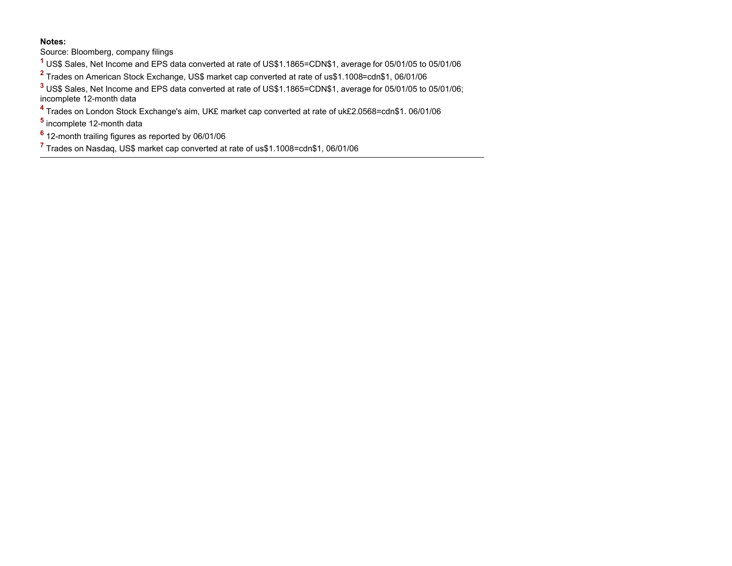**Notes:**

Source: Bloomberg, company filings

[1] US$ Sales, Net Income and EPS data converted at rate of US$1.1865=CDN$1, average for 05/01/05 to 05/01/06

[2] Trades on American Stock Exchange, US$ market cap converted at rate of us$1.1008=cdn$1, 06/01/06

[3] US$ Sales, Net Income and EPS data converted at rate of US$1.1865=CDN$1, average for 05/01/05 to 05/01/06; incomplete 12-month data

[4] Trades on London Stock Exchange's aim, UK£ market cap converted at rate of uk£2.0568=cdn$1. 06/01/06

[5] incomplete 12-month data

[6] 12-month trailing figures as reported by 06/01/06

[7] Trades on Nasdaq, US$ market cap converted at rate of us$1.1008=cdn$1, 06/01/06